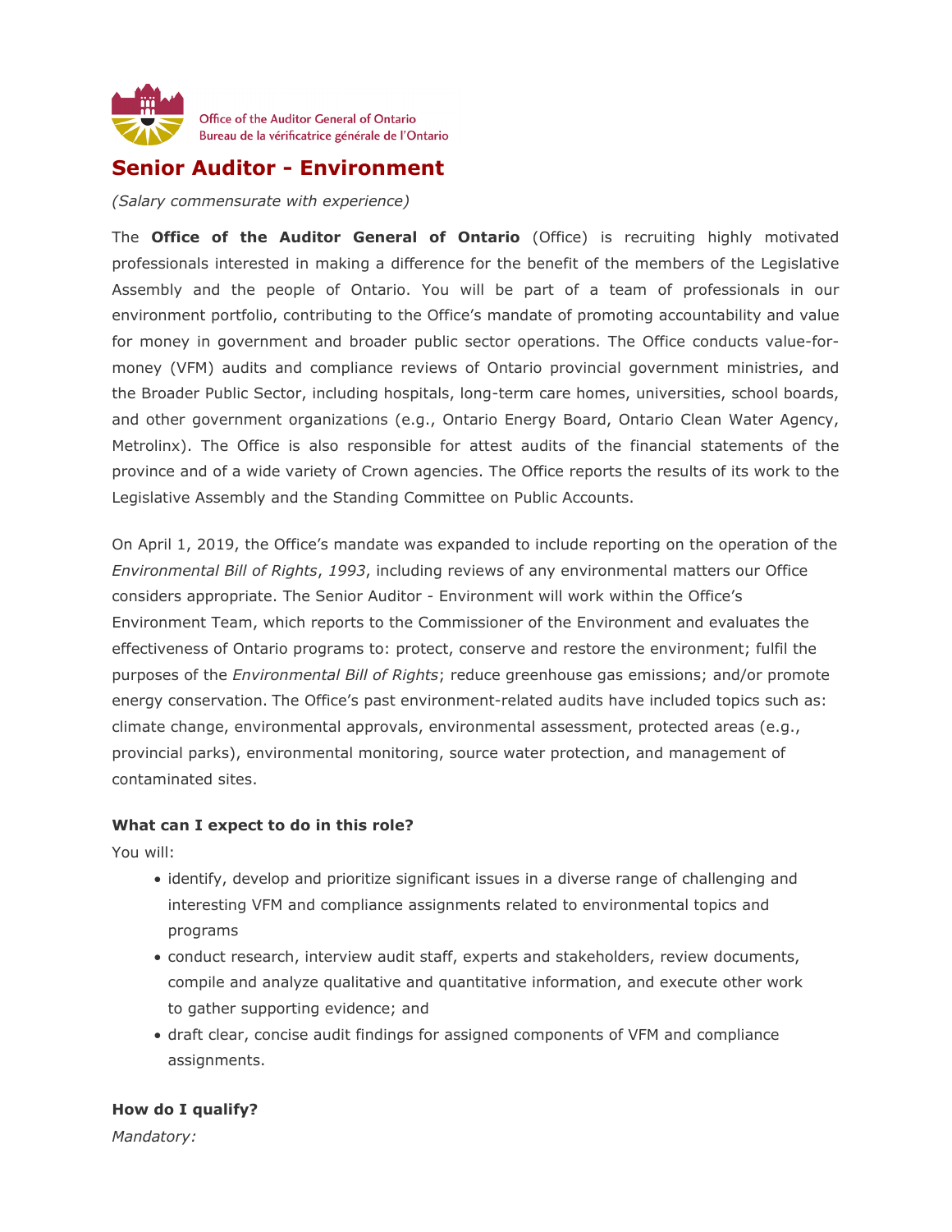Office of the Auditor General of Ontario
Bureau de la vérificatrice générale de l'Ontario

# Senior Auditor - Environment

*(Salary commensurate with experience)*

The **Office of the Auditor General of Ontario** (Office) is recruiting highly motivated professionals interested in making a difference for the benefit of the members of the Legislative Assembly and the people of Ontario. You will be part of a team of professionals in our environment portfolio, contributing to the Office's mandate of promoting accountability and value for money in government and broader public sector operations. The Office conducts value-for-money (VFM) audits and compliance reviews of Ontario provincial government ministries, and the Broader Public Sector, including hospitals, long-term care homes, universities, school boards, and other government organizations (e.g., Ontario Energy Board, Ontario Clean Water Agency, Metrolinx). The Office is also responsible for attest audits of the financial statements of the province and of a wide variety of Crown agencies. The Office reports the results of its work to the Legislative Assembly and the Standing Committee on Public Accounts.

On April 1, 2019, the Office's mandate was expanded to include reporting on the operation of the *Environmental Bill of Rights*, *1993*, including reviews of any environmental matters our Office considers appropriate. The Senior Auditor - Environment will work within the Office's Environment Team, which reports to the Commissioner of the Environment and evaluates the effectiveness of Ontario programs to: protect, conserve and restore the environment; fulfil the purposes of the *Environmental Bill of Rights*; reduce greenhouse gas emissions; and/or promote energy conservation. The Office's past environment-related audits have included topics such as: climate change, environmental approvals, environmental assessment, protected areas (e.g., provincial parks), environmental monitoring, source water protection, and management of contaminated sites.

**What can I expect to do in this role?**

You will:

- identify, develop and prioritize significant issues in a diverse range of challenging and interesting VFM and compliance assignments related to environmental topics and programs
- conduct research, interview audit staff, experts and stakeholders, review documents, compile and analyze qualitative and quantitative information, and execute other work to gather supporting evidence; and
- draft clear, concise audit findings for assigned components of VFM and compliance assignments.

**How do I qualify?**

*Mandatory:*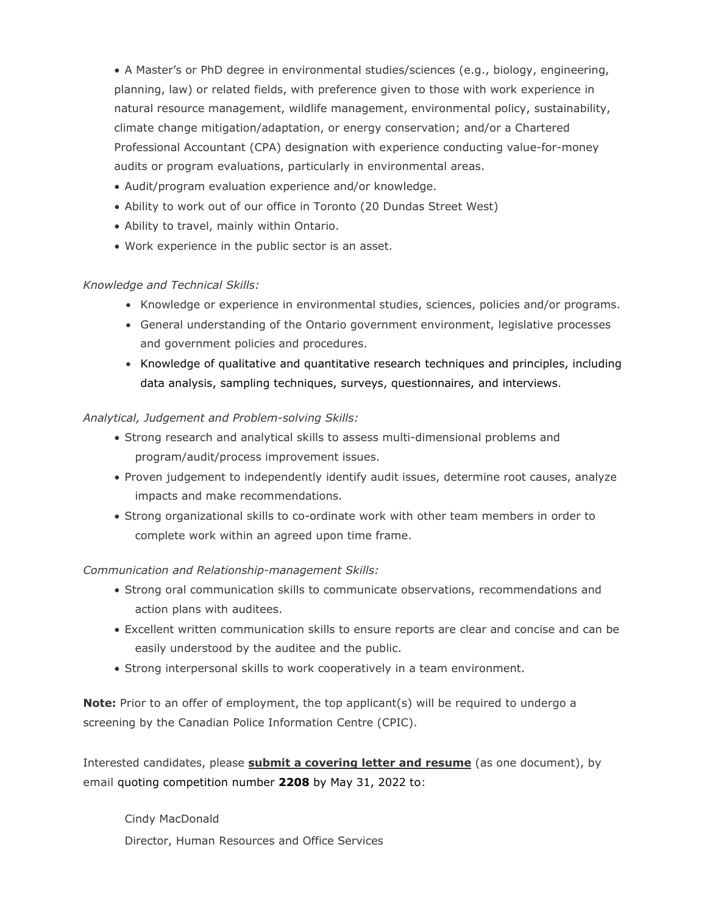- A Master's or PhD degree in environmental studies/sciences (e.g., biology, engineering, planning, law) or related fields, with preference given to those with work experience in natural resource management, wildlife management, environmental policy, sustainability, climate change mitigation/adaptation, or energy conservation; and/or a Chartered Professional Accountant (CPA) designation with experience conducting value-for-money audits or program evaluations, particularly in environmental areas.
- Audit/program evaluation experience and/or knowledge.
- Ability to work out of our office in Toronto (20 Dundas Street West)
- Ability to travel, mainly within Ontario.
- Work experience in the public sector is an asset.

*Knowledge and Technical Skills:*

- Knowledge or experience in environmental studies, sciences, policies and/or programs.
- General understanding of the Ontario government environment, legislative processes and government policies and procedures.
- Knowledge of qualitative and quantitative research techniques and principles, including data analysis, sampling techniques, surveys, questionnaires, and interviews.

*Analytical, Judgement and Problem-solving Skills:*

- Strong research and analytical skills to assess multi-dimensional problems and program/audit/process improvement issues.
- Proven judgement to independently identify audit issues, determine root causes, analyze impacts and make recommendations.
- Strong organizational skills to co-ordinate work with other team members in order to complete work within an agreed upon time frame.

*Communication and Relationship-management Skills:*

- Strong oral communication skills to communicate observations, recommendations and action plans with auditees.
- Excellent written communication skills to ensure reports are clear and concise and can be easily understood by the auditee and the public.
- Strong interpersonal skills to work cooperatively in a team environment.

**Note:** Prior to an offer of employment, the top applicant(s) will be required to undergo a screening by the Canadian Police Information Centre (CPIC).

Interested candidates, please **submit a covering letter and resume** (as one document), by email quoting competition number **2208** by May 31, 2022 to:

Cindy MacDonald
Director, Human Resources and Office Services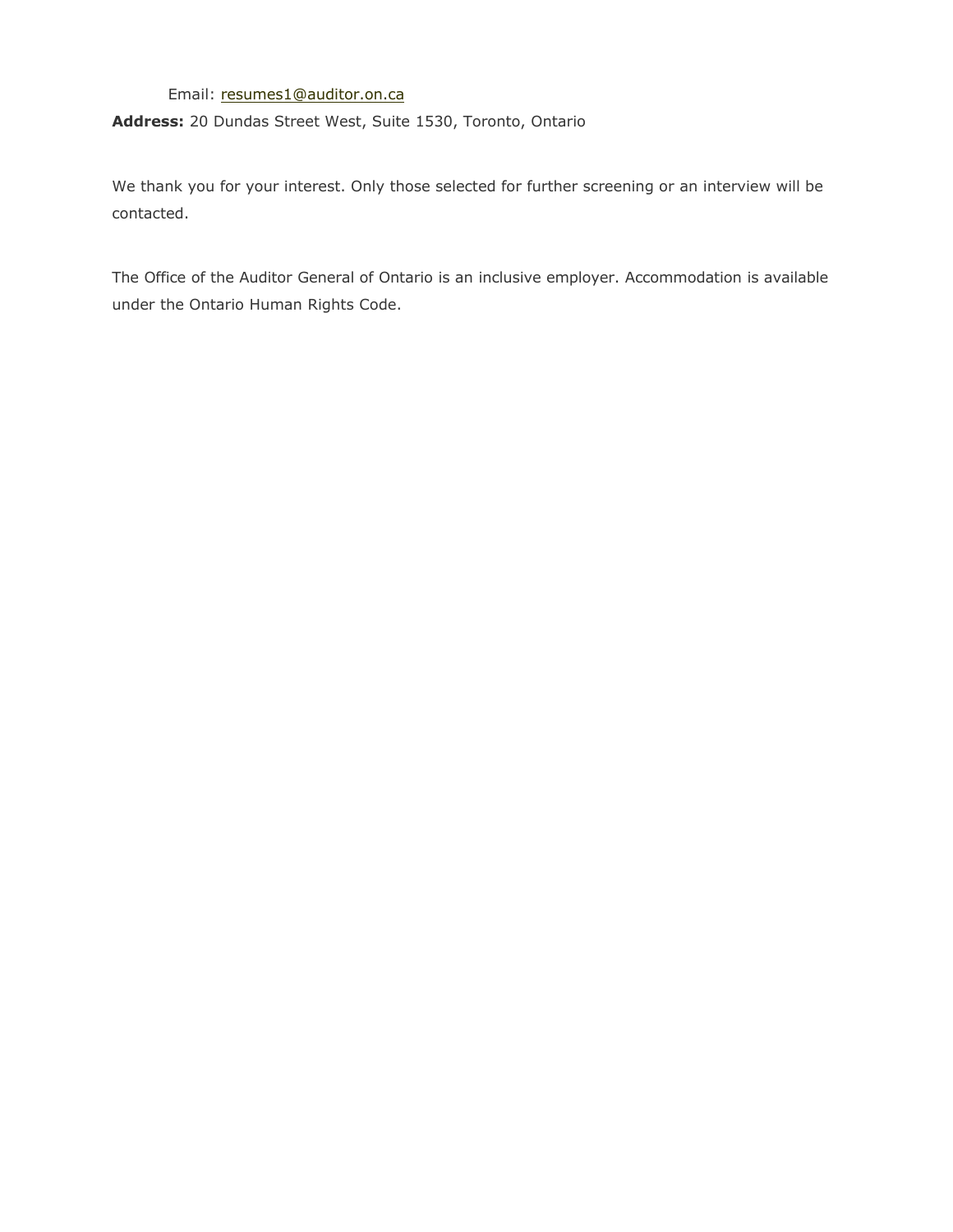Email: resumes1@auditor.on.ca

**Address:** 20 Dundas Street West, Suite 1530, Toronto, Ontario

We thank you for your interest. Only those selected for further screening or an interview will be contacted.

The Office of the Auditor General of Ontario is an inclusive employer. Accommodation is available under the Ontario Human Rights Code.